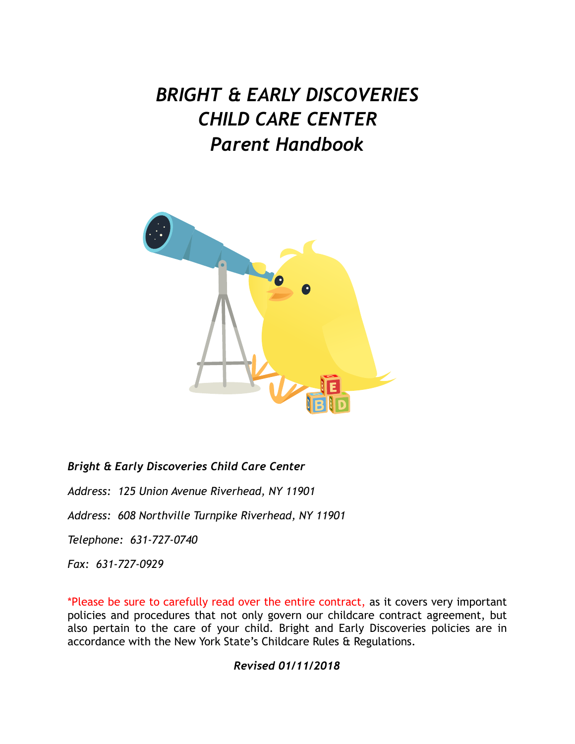# *BRIGHT & EARLY DISCOVERIES CHILD CARE CENTER Parent Handbook*

***Bright & Early Discoveries Child Care Center***

*Address: 125 Union Avenue Riverhead, NY 11901*

*Address: 608 Northville Turnpike Riverhead, NY 11901*

*Telephone: 631-727-0740*

*Fax: 631-727-0929*

*Please be sure to carefully read over the entire contract, as it covers very important policies and procedures that not only govern our childcare contract agreement, but also pertain to the care of your child. Bright and Early Discoveries policies are in accordance with the New York State's Childcare Rules & Regulations.

***Revised 01/11/2018***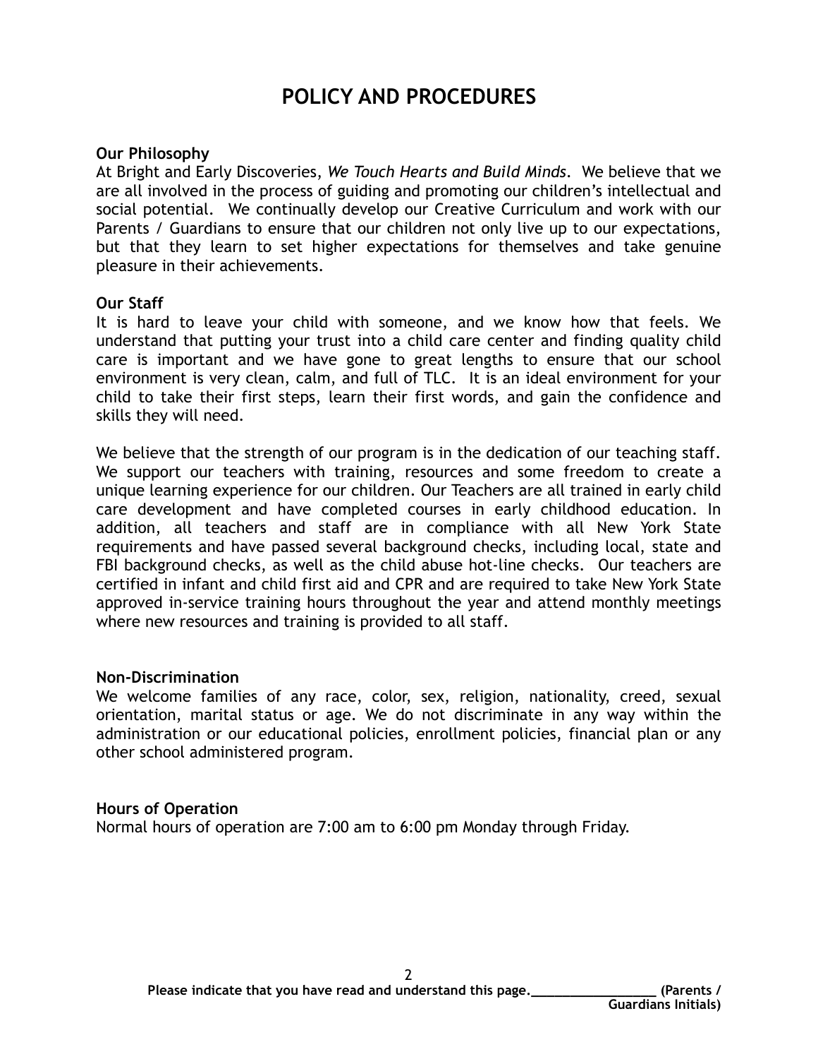# POLICY AND PROCEDURES

**Our Philosophy**

At Bright and Early Discoveries, *We Touch Hearts and Build Minds*. We believe that we are all involved in the process of guiding and promoting our children's intellectual and social potential. We continually develop our Creative Curriculum and work with our Parents / Guardians to ensure that our children not only live up to our expectations, but that they learn to set higher expectations for themselves and take genuine pleasure in their achievements.

**Our Staff**

It is hard to leave your child with someone, and we know how that feels. We understand that putting your trust into a child care center and finding quality child care is important and we have gone to great lengths to ensure that our school environment is very clean, calm, and full of TLC. It is an ideal environment for your child to take their first steps, learn their first words, and gain the confidence and skills they will need.

We believe that the strength of our program is in the dedication of our teaching staff. We support our teachers with training, resources and some freedom to create a unique learning experience for our children. Our Teachers are all trained in early child care development and have completed courses in early childhood education. In addition, all teachers and staff are in compliance with all New York State requirements and have passed several background checks, including local, state and FBI background checks, as well as the child abuse hot-line checks. Our teachers are certified in infant and child first aid and CPR and are required to take New York State approved in-service training hours throughout the year and attend monthly meetings where new resources and training is provided to all staff.

**Non-Discrimination**

We welcome families of any race, color, sex, religion, nationality, creed, sexual orientation, marital status or age. We do not discriminate in any way within the administration or our educational policies, enrollment policies, financial plan or any other school administered program.

**Hours of Operation**

Normal hours of operation are 7:00 am to 6:00 pm Monday through Friday.

**Please indicate that you have read and understand this page.\_\_\_\_\_\_\_\_\_\_\_\_\_\_\_\_\_\_ (Parents / Guardians Initials)**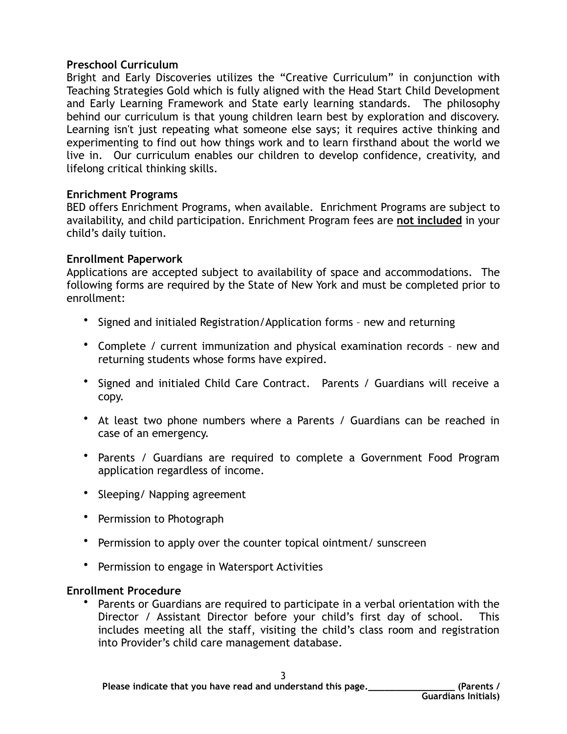**Preschool Curriculum**

Bright and Early Discoveries utilizes the "Creative Curriculum" in conjunction with Teaching Strategies Gold which is fully aligned with the Head Start Child Development and Early Learning Framework and State early learning standards. The philosophy behind our curriculum is that young children learn best by exploration and discovery. Learning isn't just repeating what someone else says; it requires active thinking and experimenting to find out how things work and to learn firsthand about the world we live in. Our curriculum enables our children to develop confidence, creativity, and lifelong critical thinking skills.

**Enrichment Programs**

BED offers Enrichment Programs, when available. Enrichment Programs are subject to availability, and child participation. Enrichment Program fees are **not included** in your child's daily tuition.

**Enrollment Paperwork**

Applications are accepted subject to availability of space and accommodations. The following forms are required by the State of New York and must be completed prior to enrollment:

- Signed and initialed Registration/Application forms – new and returning
- Complete / current immunization and physical examination records – new and returning students whose forms have expired.
- Signed and initialed Child Care Contract. Parents / Guardians will receive a copy.
- At least two phone numbers where a Parents / Guardians can be reached in case of an emergency.
- Parents / Guardians are required to complete a Government Food Program application regardless of income.
- Sleeping/ Napping agreement
- Permission to Photograph
- Permission to apply over the counter topical ointment/ sunscreen
- Permission to engage in Watersport Activities

**Enrollment Procedure**

- Parents or Guardians are required to participate in a verbal orientation with the Director / Assistant Director before your child's first day of school. This includes meeting all the staff, visiting the child's class room and registration into Provider's child care management database.

**Please indicate that you have read and understand this page.\_\_\_\_\_\_\_\_\_\_\_\_\_\_\_\_\_\_ (Parents / Guardians Initials)**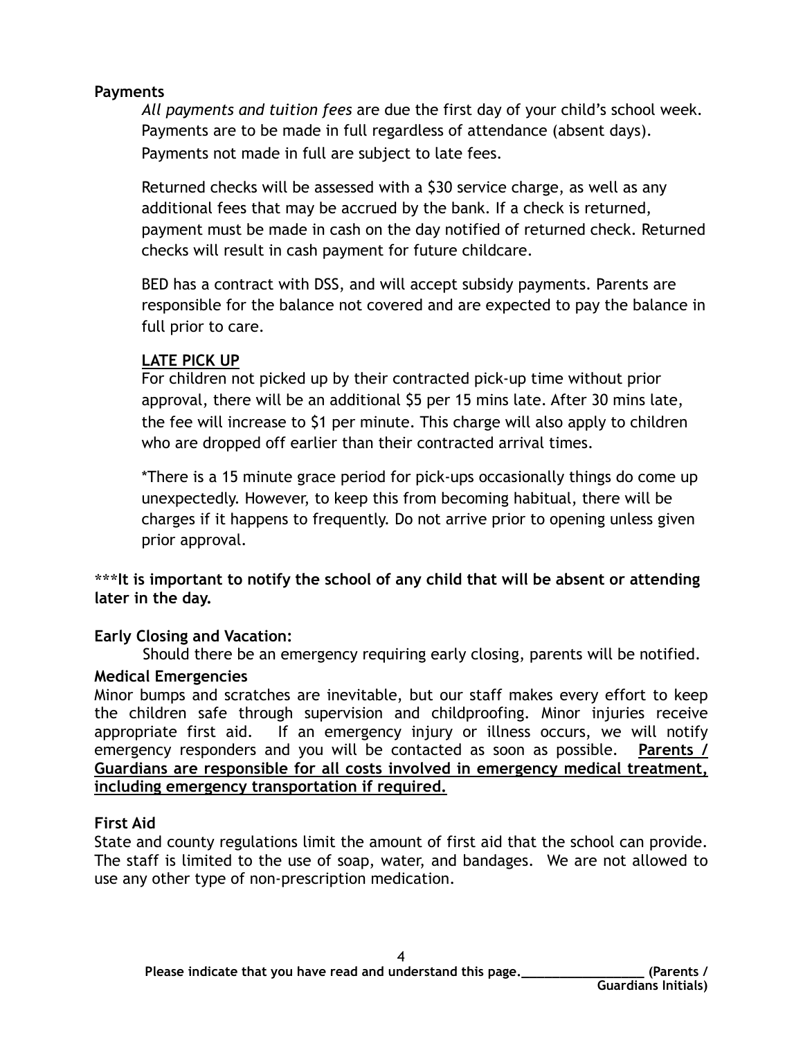**Payments**

*All payments and tuition fees* are due the first day of your child's school week. Payments are to be made in full regardless of attendance (absent days). Payments not made in full are subject to late fees.

Returned checks will be assessed with a $30 service charge, as well as any additional fees that may be accrued by the bank. If a check is returned, payment must be made in cash on the day notified of returned check. Returned checks will result in cash payment for future childcare.

BED has a contract with DSS, and will accept subsidy payments. Parents are responsible for the balance not covered and are expected to pay the balance in full prior to care.

**LATE PICK UP**

For children not picked up by their contracted pick-up time without prior approval, there will be an additional $5 per 15 mins late. After 30 mins late, the fee will increase to $1 per minute. This charge will also apply to children who are dropped off earlier than their contracted arrival times.

*There is a 15 minute grace period for pick-ups occasionally things do come up unexpectedly. However, to keep this from becoming habitual, there will be charges if it happens to frequently. Do not arrive prior to opening unless given prior approval.

**\*\*\*It is important to notify the school of any child that will be absent or attending later in the day.**

**Early Closing and Vacation:**

Should there be an emergency requiring early closing, parents will be notified.

**Medical Emergencies**

Minor bumps and scratches are inevitable, but our staff makes every effort to keep the children safe through supervision and childproofing. Minor injuries receive appropriate first aid. If an emergency injury or illness occurs, we will notify emergency responders and you will be contacted as soon as possible. **Parents / Guardians are responsible for all costs involved in emergency medical treatment, including emergency transportation if required.**

**First Aid**

State and county regulations limit the amount of first aid that the school can provide. The staff is limited to the use of soap, water, and bandages. We are not allowed to use any other type of non-prescription medication.

**Please indicate that you have read and understand this page.__________________ (Parents / Guardians Initials)**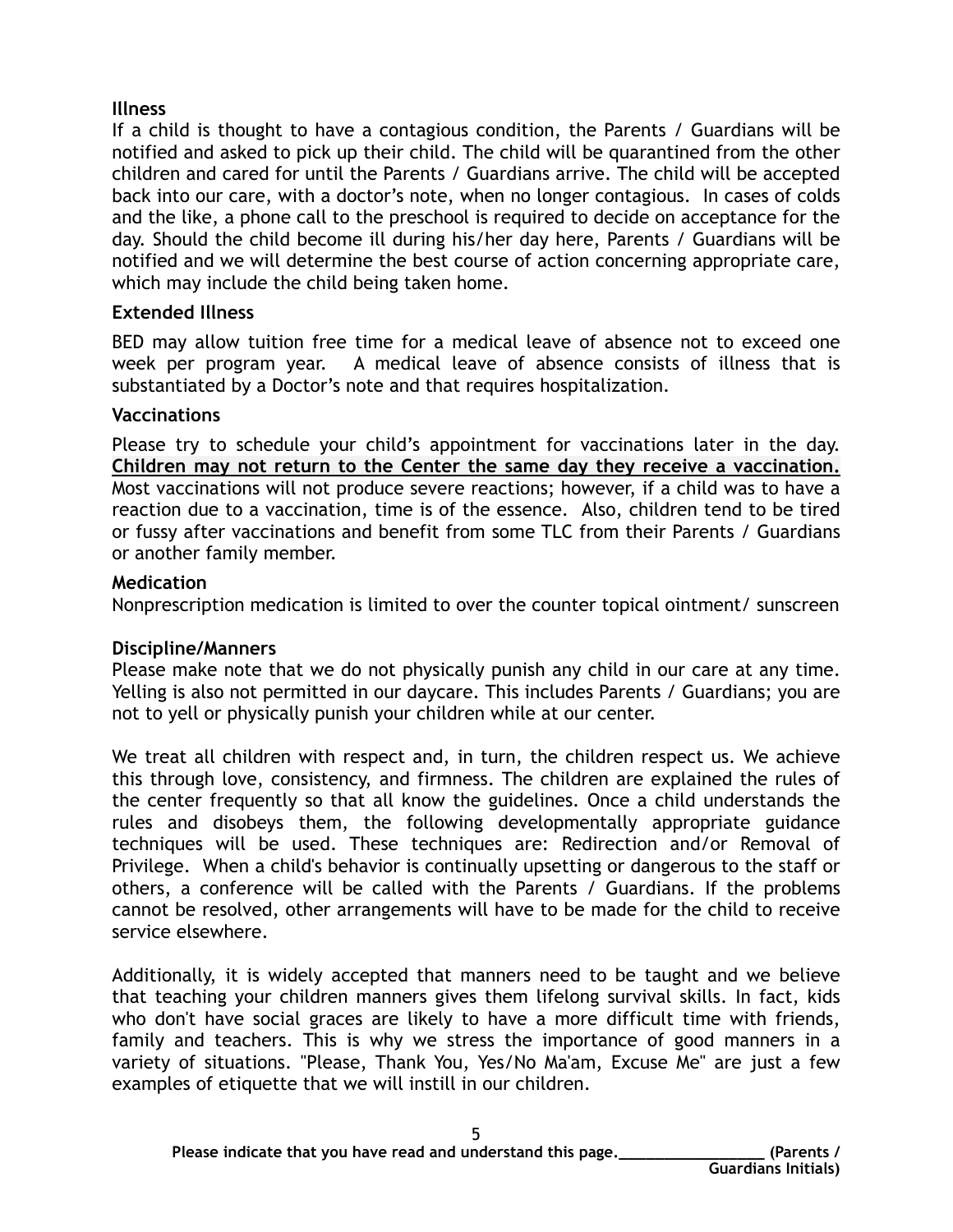### Illness

If a child is thought to have a contagious condition, the Parents / Guardians will be notified and asked to pick up their child. The child will be quarantined from the other children and cared for until the Parents / Guardians arrive. The child will be accepted back into our care, with a doctor's note, when no longer contagious. In cases of colds and the like, a phone call to the preschool is required to decide on acceptance for the day. Should the child become ill during his/her day here, Parents / Guardians will be notified and we will determine the best course of action concerning appropriate care, which may include the child being taken home.

### Extended Illness

BED may allow tuition free time for a medical leave of absence not to exceed one week per program year. A medical leave of absence consists of illness that is substantiated by a Doctor's note and that requires hospitalization.

### Vaccinations

Please try to schedule your child's appointment for vaccinations later in the day. **<u>Children may not return to the Center the same day they receive a vaccination.</u>** Most vaccinations will not produce severe reactions; however, if a child was to have a reaction due to a vaccination, time is of the essence. Also, children tend to be tired or fussy after vaccinations and benefit from some TLC from their Parents / Guardians or another family member.

### Medication

Nonprescription medication is limited to over the counter topical ointment/ sunscreen

### Discipline/Manners

Please make note that we do not physically punish any child in our care at any time. Yelling is also not permitted in our daycare. This includes Parents / Guardians; you are not to yell or physically punish your children while at our center.

We treat all children with respect and, in turn, the children respect us. We achieve this through love, consistency, and firmness. The children are explained the rules of the center frequently so that all know the guidelines. Once a child understands the rules and disobeys them, the following developmentally appropriate guidance techniques will be used. These techniques are: Redirection and/or Removal of Privilege. When a child's behavior is continually upsetting or dangerous to the staff or others, a conference will be called with the Parents / Guardians. If the problems cannot be resolved, other arrangements will have to be made for the child to receive service elsewhere.

Additionally, it is widely accepted that manners need to be taught and we believe that teaching your children manners gives them lifelong survival skills. In fact, kids who don't have social graces are likely to have a more difficult time with friends, family and teachers. This is why we stress the importance of good manners in a variety of situations. "Please, Thank You, Yes/No Ma'am, Excuse Me" are just a few examples of etiquette that we will instill in our children.

**Please indicate that you have read and understand this page.\_\_\_\_\_\_\_\_\_\_\_\_\_\_\_\_\_ (Parents / Guardians Initials)**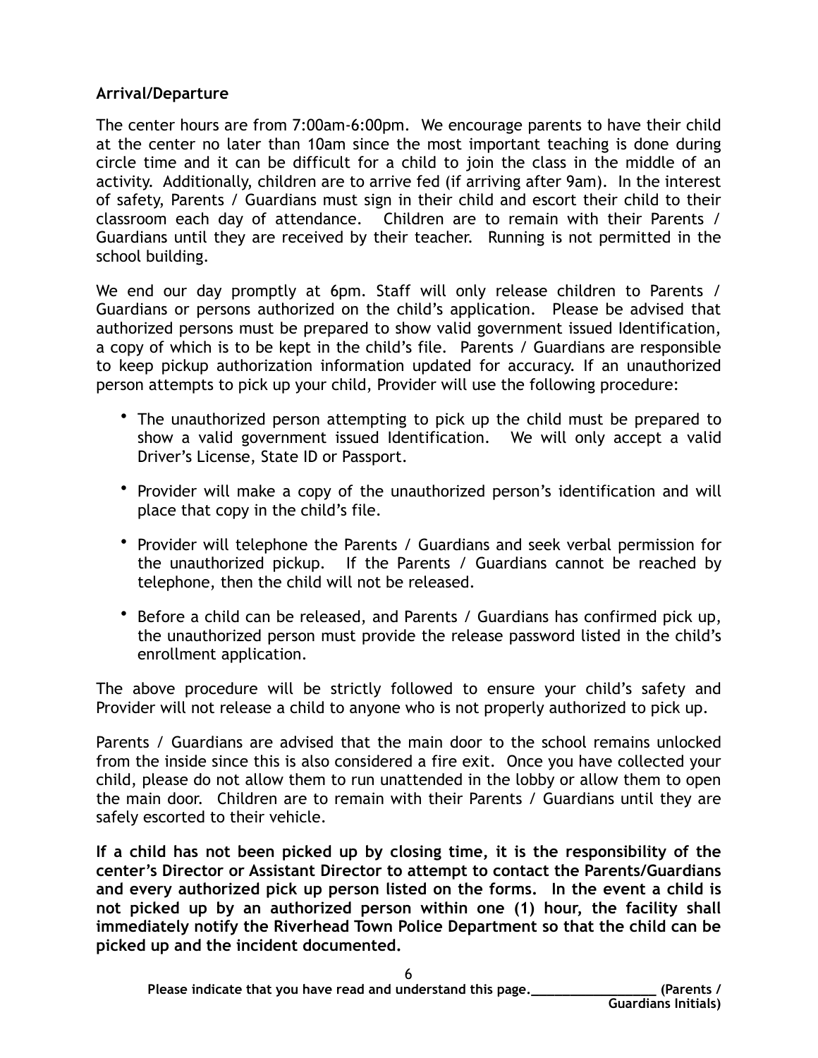**Arrival/Departure**

The center hours are from 7:00am-6:00pm. We encourage parents to have their child at the center no later than 10am since the most important teaching is done during circle time and it can be difficult for a child to join the class in the middle of an activity. Additionally, children are to arrive fed (if arriving after 9am). In the interest of safety, Parents / Guardians must sign in their child and escort their child to their classroom each day of attendance. Children are to remain with their Parents / Guardians until they are received by their teacher. Running is not permitted in the school building.

We end our day promptly at 6pm. Staff will only release children to Parents / Guardians or persons authorized on the child's application. Please be advised that authorized persons must be prepared to show valid government issued Identification, a copy of which is to be kept in the child's file. Parents / Guardians are responsible to keep pickup authorization information updated for accuracy. If an unauthorized person attempts to pick up your child, Provider will use the following procedure:

- The unauthorized person attempting to pick up the child must be prepared to show a valid government issued Identification. We will only accept a valid Driver's License, State ID or Passport.
- Provider will make a copy of the unauthorized person's identification and will place that copy in the child's file.
- Provider will telephone the Parents / Guardians and seek verbal permission for the unauthorized pickup. If the Parents / Guardians cannot be reached by telephone, then the child will not be released.
- Before a child can be released, and Parents / Guardians has confirmed pick up, the unauthorized person must provide the release password listed in the child's enrollment application.

The above procedure will be strictly followed to ensure your child's safety and Provider will not release a child to anyone who is not properly authorized to pick up.

Parents / Guardians are advised that the main door to the school remains unlocked from the inside since this is also considered a fire exit. Once you have collected your child, please do not allow them to run unattended in the lobby or allow them to open the main door. Children are to remain with their Parents / Guardians until they are safely escorted to their vehicle.

**If a child has not been picked up by closing time, it is the responsibility of the center's Director or Assistant Director to attempt to contact the Parents/Guardians and every authorized pick up person listed on the forms. In the event a child is not picked up by an authorized person within one (1) hour, the facility shall immediately notify the Riverhead Town Police Department so that the child can be picked up and the incident documented.**

**Please indicate that you have read and understand this page.________________ (Parents / Guardians Initials)**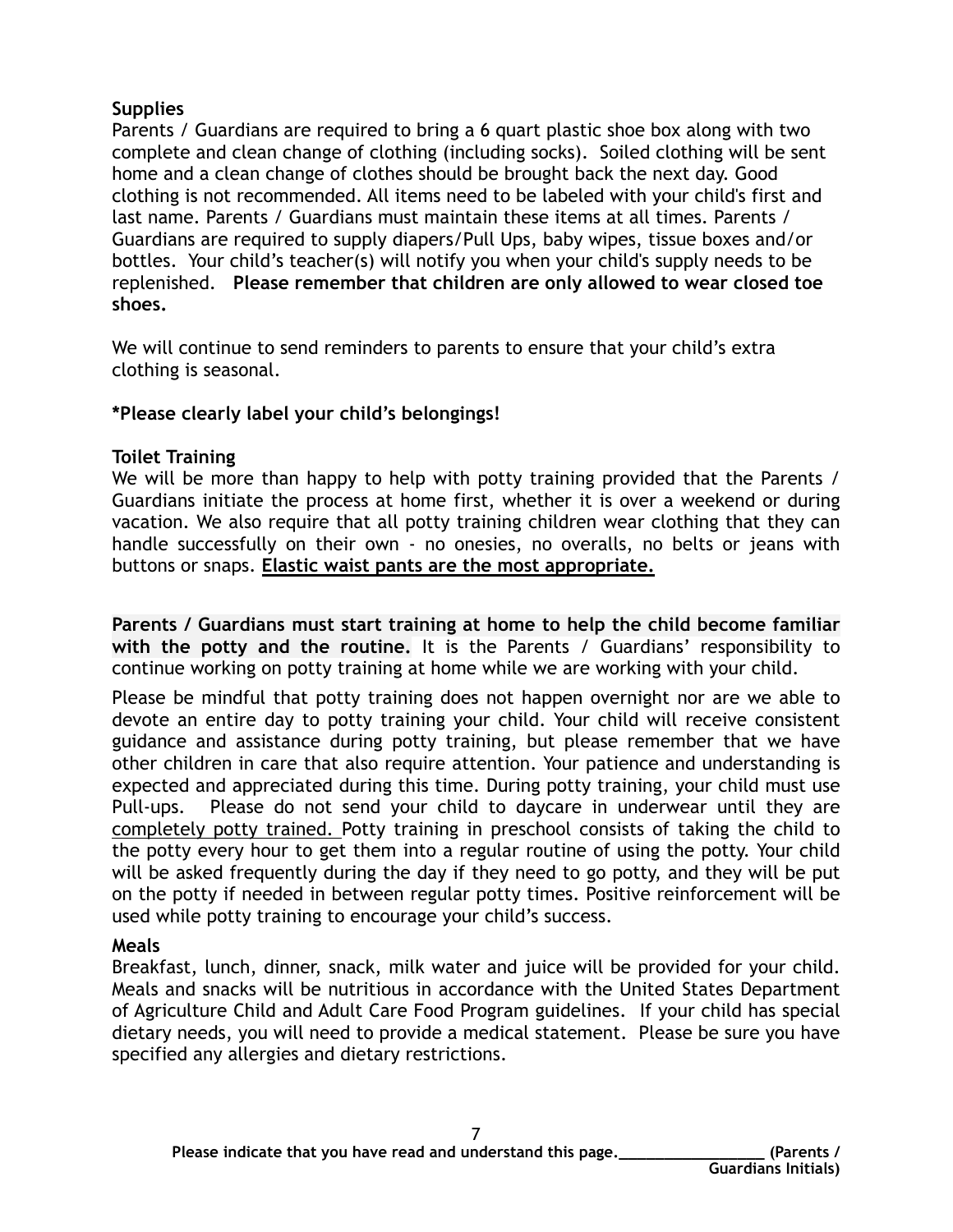**Supplies**

Parents / Guardians are required to bring a 6 quart plastic shoe box along with two complete and clean change of clothing (including socks). Soiled clothing will be sent home and a clean change of clothes should be brought back the next day. Good clothing is not recommended. All items need to be labeled with your child's first and last name. Parents / Guardians must maintain these items at all times. Parents / Guardians are required to supply diapers/Pull Ups, baby wipes, tissue boxes and/or bottles. Your child's teacher(s) will notify you when your child's supply needs to be replenished. **Please remember that children are only allowed to wear closed toe shoes.**

We will continue to send reminders to parents to ensure that your child's extra clothing is seasonal.

**\*Please clearly label your child's belongings!**

**Toilet Training**

We will be more than happy to help with potty training provided that the Parents / Guardians initiate the process at home first, whether it is over a weekend or during vacation. We also require that all potty training children wear clothing that they can handle successfully on their own - no onesies, no overalls, no belts or jeans with buttons or snaps. **Elastic waist pants are the most appropriate.**

**Parents / Guardians must start training at home to help the child become familiar with the potty and the routine.** It is the Parents / Guardians' responsibility to continue working on potty training at home while we are working with your child.

Please be mindful that potty training does not happen overnight nor are we able to devote an entire day to potty training your child. Your child will receive consistent guidance and assistance during potty training, but please remember that we have other children in care that also require attention. Your patience and understanding is expected and appreciated during this time. During potty training, your child must use Pull-ups. Please do not send your child to daycare in underwear until they are completely potty trained. Potty training in preschool consists of taking the child to the potty every hour to get them into a regular routine of using the potty. Your child will be asked frequently during the day if they need to go potty, and they will be put on the potty if needed in between regular potty times. Positive reinforcement will be used while potty training to encourage your child's success.

**Meals**

Breakfast, lunch, dinner, snack, milk water and juice will be provided for your child. Meals and snacks will be nutritious in accordance with the United States Department of Agriculture Child and Adult Care Food Program guidelines. If your child has special dietary needs, you will need to provide a medical statement. Please be sure you have specified any allergies and dietary restrictions.

**Please indicate that you have read and understand this page.________________ (Parents / Guardians Initials)**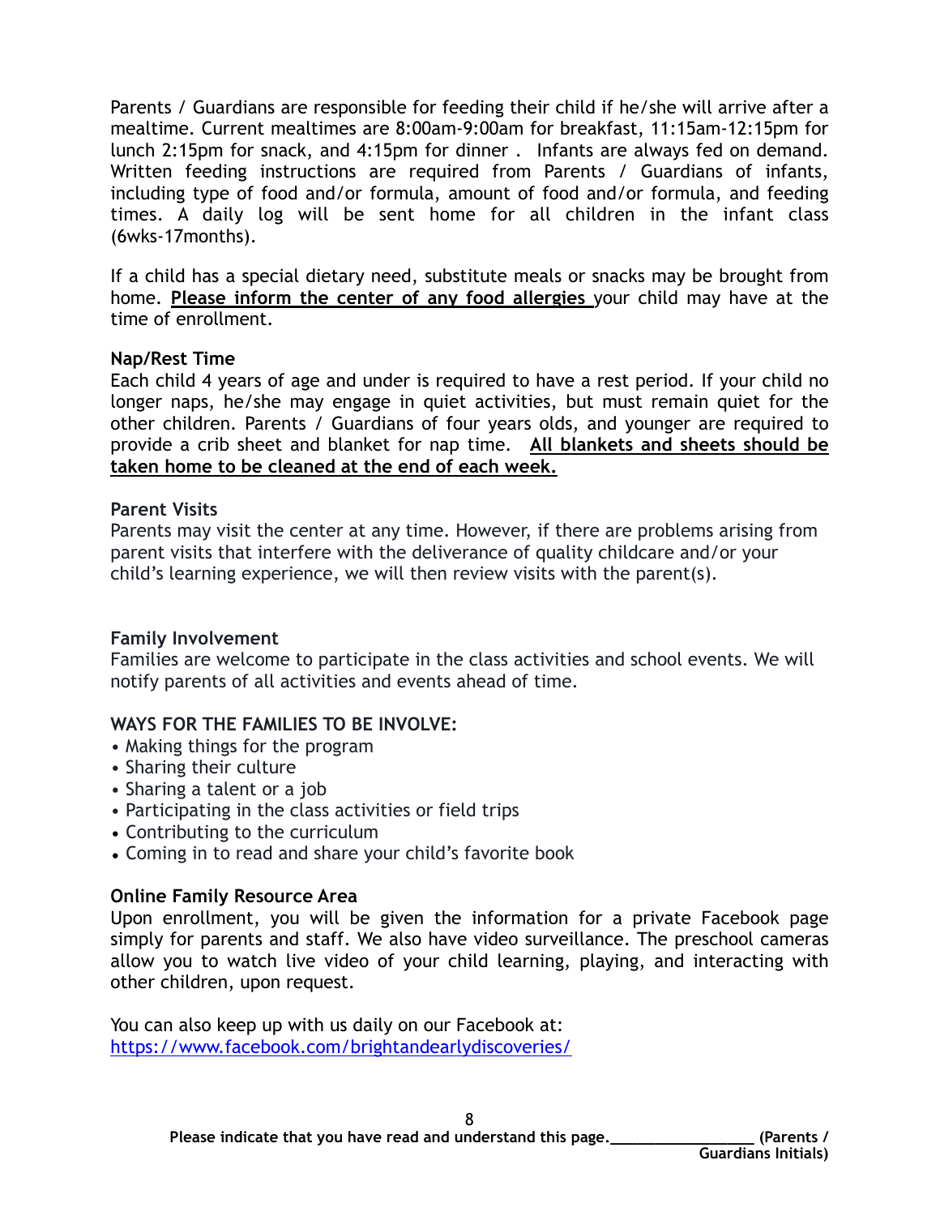Parents / Guardians are responsible for feeding their child if he/she will arrive after a mealtime. Current mealtimes are 8:00am-9:00am for breakfast, 11:15am-12:15pm for lunch 2:15pm for snack, and 4:15pm for dinner . Infants are always fed on demand. Written feeding instructions are required from Parents / Guardians of infants, including type of food and/or formula, amount of food and/or formula, and feeding times. A daily log will be sent home for all children in the infant class (6wks-17months).

If a child has a special dietary need, substitute meals or snacks may be brought from home. **Please inform the center of any food allergies** your child may have at the time of enrollment.

**Nap/Rest Time**
Each child 4 years of age and under is required to have a rest period. If your child no longer naps, he/she may engage in quiet activities, but must remain quiet for the other children. Parents / Guardians of four years olds, and younger are required to provide a crib sheet and blanket for nap time. **All blankets and sheets should be taken home to be cleaned at the end of each week.**

**Parent Visits**
Parents may visit the center at any time. However, if there are problems arising from parent visits that interfere with the deliverance of quality childcare and/or your child's learning experience, we will then review visits with the parent(s).

**Family Involvement**
Families are welcome to participate in the class activities and school events. We will notify parents of all activities and events ahead of time.

**WAYS FOR THE FAMILIES TO BE INVOLVE:**

- Making things for the program
- Sharing their culture
- Sharing a talent or a job
- Participating in the class activities or field trips
- Contributing to the curriculum
- Coming in to read and share your child's favorite book

**Online Family Resource Area**
Upon enrollment, you will be given the information for a private Facebook page simply for parents and staff. We also have video surveillance. The preschool cameras allow you to watch live video of your child learning, playing, and interacting with other children, upon request.

You can also keep up with us daily on our Facebook at:
https://www.facebook.com/brightandearlydiscoveries/

**Please indicate that you have read and understand this page.\_\_\_\_\_\_\_\_\_\_\_\_\_\_\_\_\_\_ (Parents / Guardians Initials)**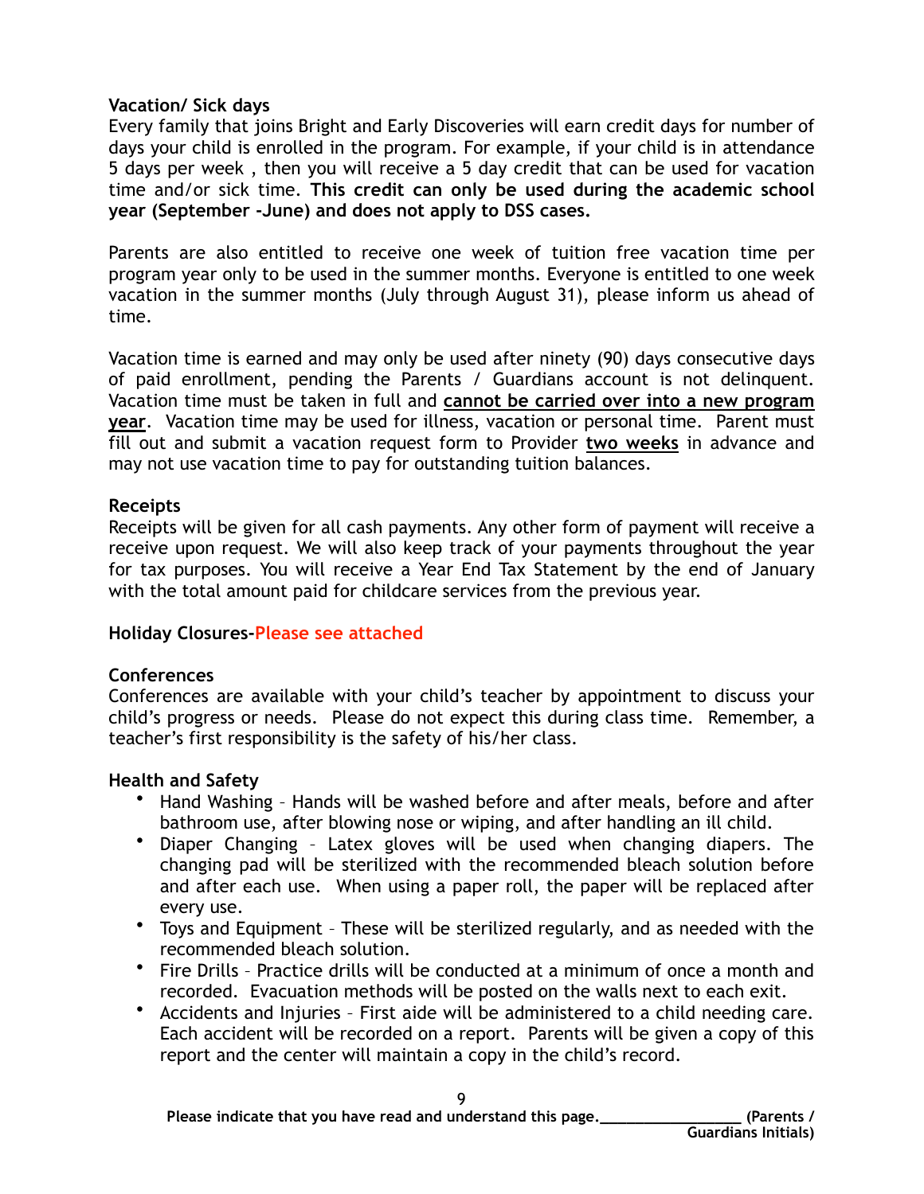**Vacation/ Sick days**

Every family that joins Bright and Early Discoveries will earn credit days for number of days your child is enrolled in the program. For example, if your child is in attendance 5 days per week , then you will receive a 5 day credit that can be used for vacation time and/or sick time. **This credit can only be used during the academic school year (September -June) and does not apply to DSS cases.**

Parents are also entitled to receive one week of tuition free vacation time per program year only to be used in the summer months. Everyone is entitled to one week vacation in the summer months (July through August 31), please inform us ahead of time.

Vacation time is earned and may only be used after ninety (90) days consecutive days of paid enrollment, pending the Parents / Guardians account is not delinquent. Vacation time must be taken in full and **cannot be carried over into a new program year**. Vacation time may be used for illness, vacation or personal time. Parent must fill out and submit a vacation request form to Provider **two weeks** in advance and may not use vacation time to pay for outstanding tuition balances.

**Receipts**

Receipts will be given for all cash payments. Any other form of payment will receive a receive upon request. We will also keep track of your payments throughout the year for tax purposes. You will receive a Year End Tax Statement by the end of January with the total amount paid for childcare services from the previous year.

**Holiday Closures-Please see attached**

**Conferences**

Conferences are available with your child's teacher by appointment to discuss your child's progress or needs. Please do not expect this during class time. Remember, a teacher's first responsibility is the safety of his/her class.

**Health and Safety**

- Hand Washing – Hands will be washed before and after meals, before and after bathroom use, after blowing nose or wiping, and after handling an ill child.
- Diaper Changing – Latex gloves will be used when changing diapers. The changing pad will be sterilized with the recommended bleach solution before and after each use. When using a paper roll, the paper will be replaced after every use.
- Toys and Equipment – These will be sterilized regularly, and as needed with the recommended bleach solution.
- Fire Drills – Practice drills will be conducted at a minimum of once a month and recorded. Evacuation methods will be posted on the walls next to each exit.
- Accidents and Injuries – First aide will be administered to a child needing care. Each accident will be recorded on a report. Parents will be given a copy of this report and the center will maintain a copy in the child's record.

**Please indicate that you have read and understand this page.\_\_\_\_\_\_\_\_\_\_\_\_\_\_\_\_\_ (Parents / Guardians Initials)**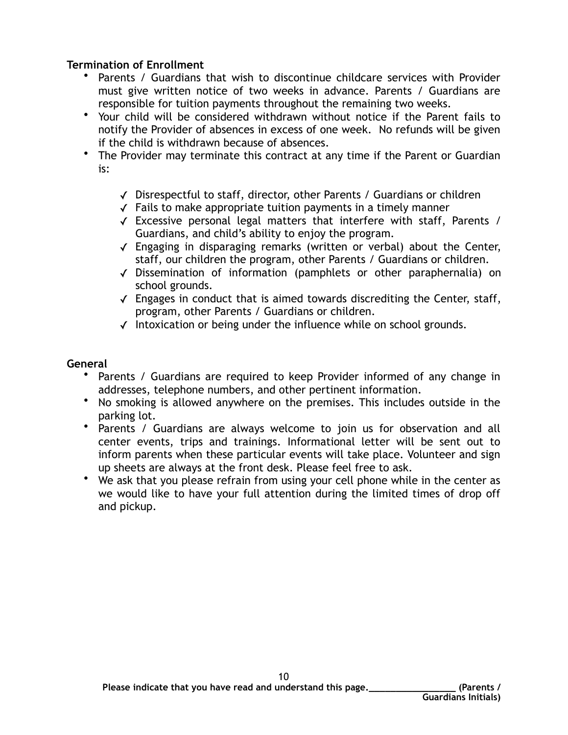**Termination of Enrollment**

- Parents / Guardians that wish to discontinue childcare services with Provider must give written notice of two weeks in advance. Parents / Guardians are responsible for tuition payments throughout the remaining two weeks.
- Your child will be considered withdrawn without notice if the Parent fails to notify the Provider of absences in excess of one week. No refunds will be given if the child is withdrawn because of absences.
- The Provider may terminate this contract at any time if the Parent or Guardian is:

  - ✓ Disrespectful to staff, director, other Parents / Guardians or children
  - ✓ Fails to make appropriate tuition payments in a timely manner
  - ✓ Excessive personal legal matters that interfere with staff, Parents / Guardians, and child's ability to enjoy the program.
  - ✓ Engaging in disparaging remarks (written or verbal) about the Center, staff, our children the program, other Parents / Guardians or children.
  - ✓ Dissemination of information (pamphlets or other paraphernalia) on school grounds.
  - ✓ Engages in conduct that is aimed towards discrediting the Center, staff, program, other Parents / Guardians or children.
  - ✓ Intoxication or being under the influence while on school grounds.

**General**

- Parents / Guardians are required to keep Provider informed of any change in addresses, telephone numbers, and other pertinent information.
- No smoking is allowed anywhere on the premises. This includes outside in the parking lot.
- Parents / Guardians are always welcome to join us for observation and all center events, trips and trainings. Informational letter will be sent out to inform parents when these particular events will take place. Volunteer and sign up sheets are always at the front desk. Please feel free to ask.
- We ask that you please refrain from using your cell phone while in the center as we would like to have your full attention during the limited times of drop off and pickup.

**Please indicate that you have read and understand this page.________________ (Parents / Guardians Initials)**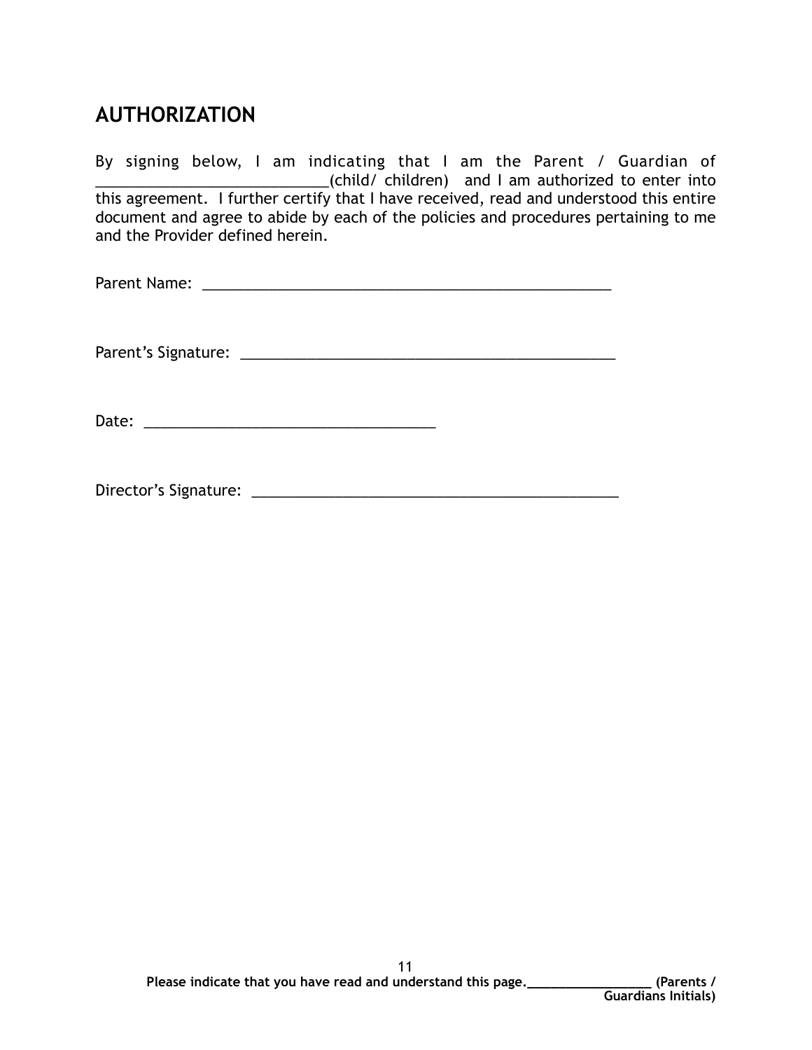## AUTHORIZATION

By signing below, I am indicating that I am the Parent / Guardian of ____________________________(child/ children) and I am authorized to enter into this agreement. I further certify that I have received, read and understood this entire document and agree to abide by each of the policies and procedures pertaining to me and the Provider defined herein.

Parent Name: ____________________________________________________

Parent's Signature: ________________________________________________

Date: _____________________________________

Director's Signature: _______________________________________________

**Please indicate that you have read and understand this page.________________ (Parents / Guardians Initials)**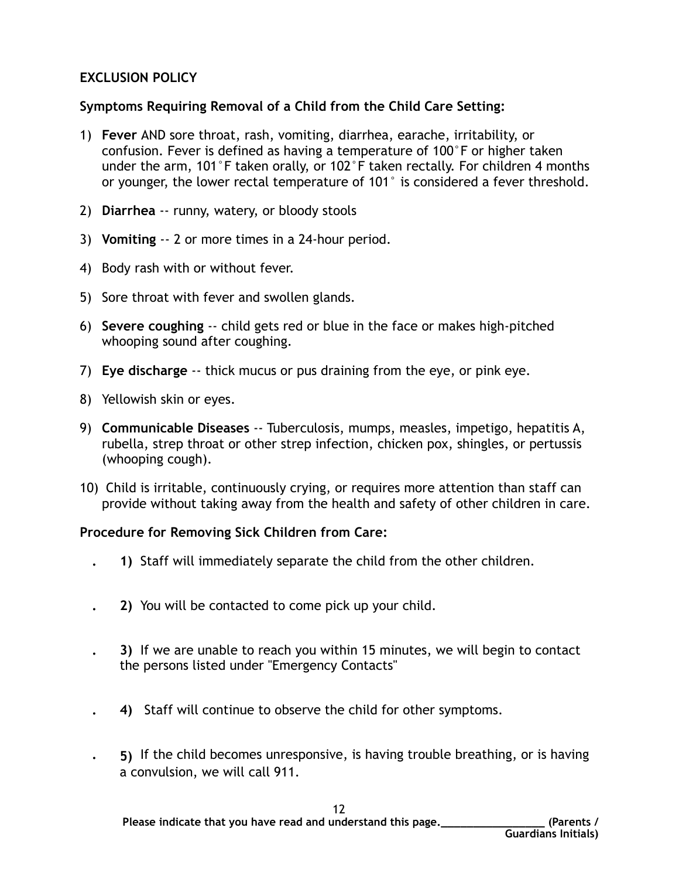## EXCLUSION POLICY

### Symptoms Requiring Removal of a Child from the Child Care Setting:

1) **Fever** AND sore throat, rash, vomiting, diarrhea, earache, irritability, or confusion. Fever is defined as having a temperature of 100˚F or higher taken under the arm, 101˚F taken orally, or 102˚F taken rectally. For children 4 months or younger, the lower rectal temperature of 101˚ is considered a fever threshold.
2) **Diarrhea** -- runny, watery, or bloody stools
3) **Vomiting** -- 2 or more times in a 24-hour period.
4) Body rash with or without fever.
5) Sore throat with fever and swollen glands.
6) **Severe coughing** -- child gets red or blue in the face or makes high-pitched whooping sound after coughing.
7) **Eye discharge** -- thick mucus or pus draining from the eye, or pink eye.
8) Yellowish skin or eyes.
9) **Communicable Diseases** -- Tuberculosis, mumps, measles, impetigo, hepatitis A, rubella, strep throat or other strep infection, chicken pox, shingles, or pertussis (whooping cough).
10) Child is irritable, continuously crying, or requires more attention than staff can provide without taking away from the health and safety of other children in care.

### Procedure for Removing Sick Children from Care:

- **1)** Staff will immediately separate the child from the other children.
- **2)** You will be contacted to come pick up your child.
- **3)** If we are unable to reach you within 15 minutes, we will begin to contact the persons listed under "Emergency Contacts"
- **4)** Staff will continue to observe the child for other symptoms.
- **5)** If the child becomes unresponsive, is having trouble breathing, or is having a convulsion, we will call 911.

**Please indicate that you have read and understand this page.\_\_\_\_\_\_\_\_\_\_\_\_\_\_\_\_\_\_ (Parents / Guardians Initials)**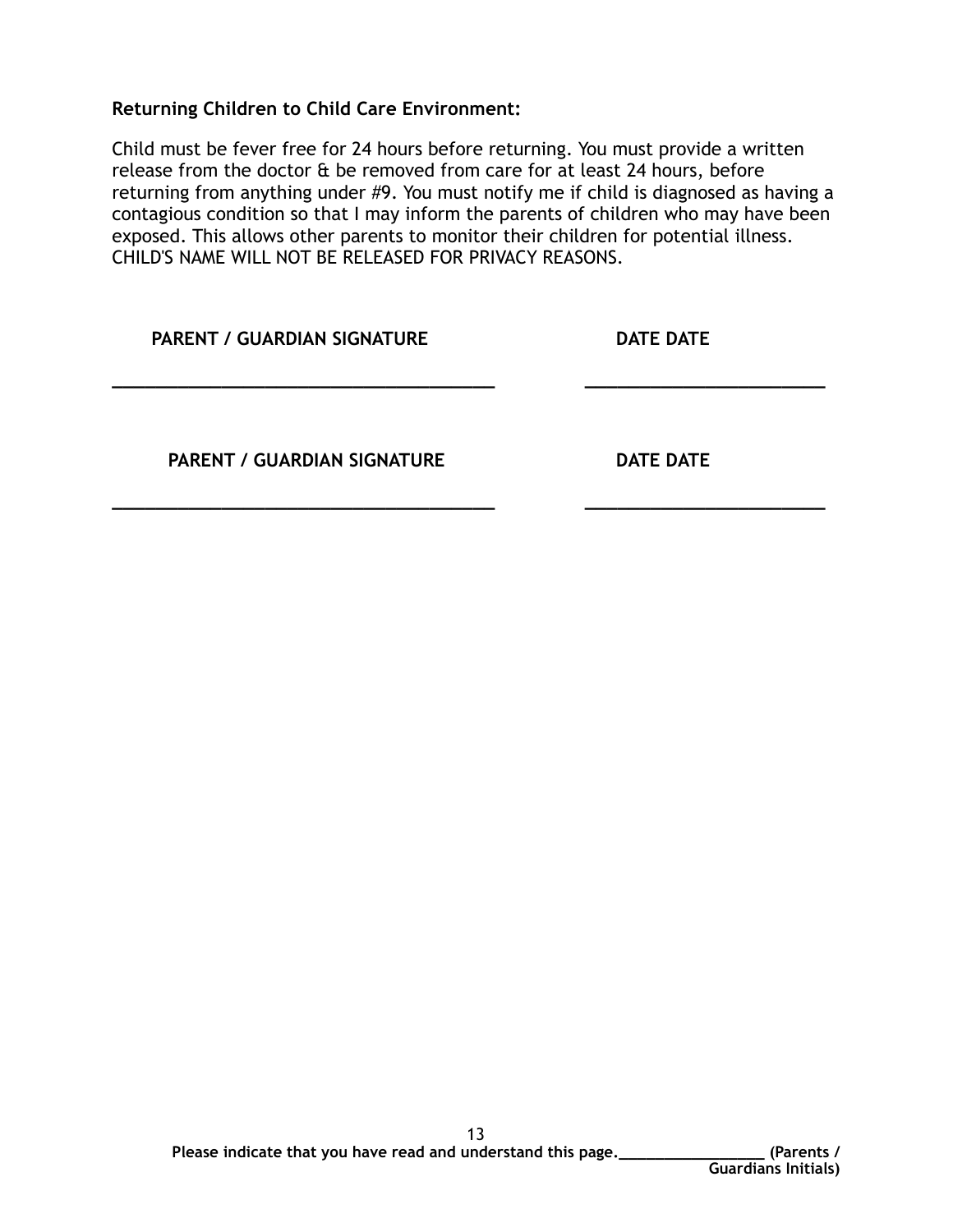**Returning Children to Child Care Environment:**

Child must be fever free for 24 hours before returning. You must provide a written release from the doctor & be removed from care for at least 24 hours, before returning from anything under #9. You must notify me if child is diagnosed as having a contagious condition so that I may inform the parents of children who may have been exposed. This allows other parents to monitor their children for potential illness. CHILD'S NAME WILL NOT BE RELEASED FOR PRIVACY REASONS.

**PARENT / GUARDIAN SIGNATURE** **DATE DATE**

\_\_\_\_\_\_\_\_\_\_\_\_\_\_\_\_\_\_\_\_\_\_\_\_\_\_\_\_\_\_\_\_\_\_\_\_\_\_\_\_ \_\_\_\_\_\_\_\_\_\_\_\_\_\_\_\_\_\_\_\_\_\_\_\_\_\_

**PARENT / GUARDIAN SIGNATURE** **DATE DATE**

\_\_\_\_\_\_\_\_\_\_\_\_\_\_\_\_\_\_\_\_\_\_\_\_\_\_\_\_\_\_\_\_\_\_\_\_\_\_\_\_ \_\_\_\_\_\_\_\_\_\_\_\_\_\_\_\_\_\_\_\_\_\_\_\_\_\_

**Please indicate that you have read and understand this page.\_\_\_\_\_\_\_\_\_\_\_\_\_\_\_\_\_ (Parents / Guardians Initials)**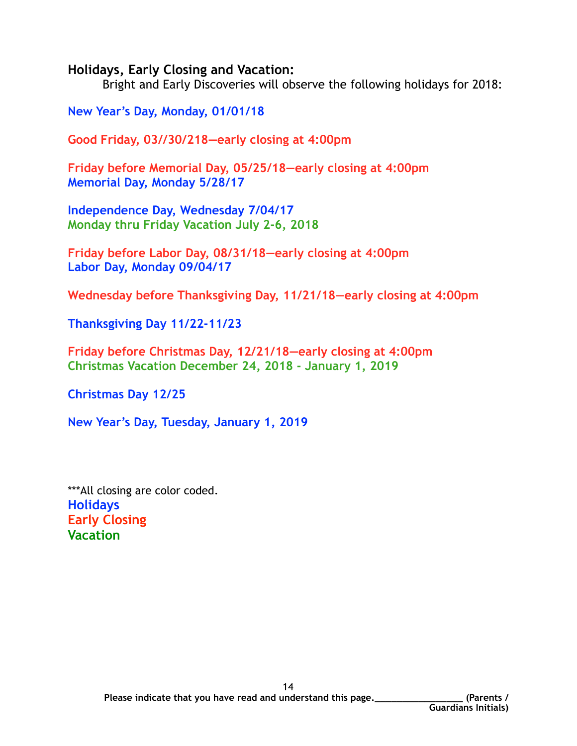**Holidays, Early Closing and Vacation:**

Bright and Early Discoveries will observe the following holidays for 2018:

**New Year's Day, Monday, 01/01/18**

**Good Friday, 03//30/218—early closing at 4:00pm**

**Friday before Memorial Day, 05/25/18—early closing at 4:00pm**
**Memorial Day, Monday 5/28/17**

**Independence Day, Wednesday 7/04/17**
**Monday thru Friday Vacation July 2-6, 2018**

**Friday before Labor Day, 08/31/18—early closing at 4:00pm**
**Labor Day, Monday 09/04/17**

**Wednesday before Thanksgiving Day, 11/21/18—early closing at 4:00pm**

**Thanksgiving Day 11/22-11/23**

**Friday before Christmas Day, 12/21/18—early closing at 4:00pm**
**Christmas Vacation December 24, 2018 - January 1, 2019**

**Christmas Day 12/25**

**New Year's Day, Tuesday, January 1, 2019**

***All closing are color coded.
**Holidays**
**Early Closing**
**Vacation**

**Please indicate that you have read and understand this page.\_\_\_\_\_\_\_\_\_\_\_\_\_\_\_\_\_\_ (Parents / Guardians Initials)**